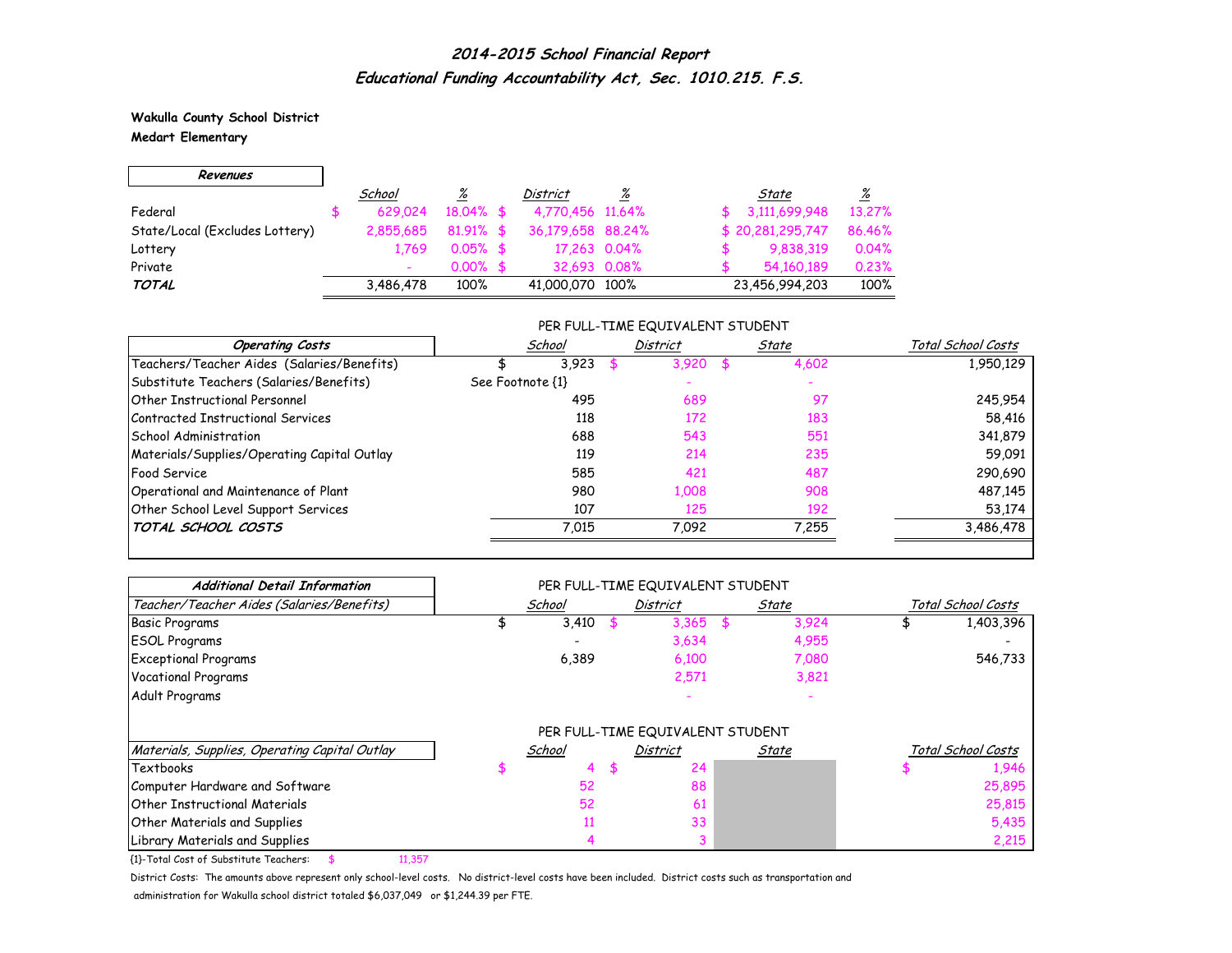# 2014-2015 School Financial Report

## Educational Funding Accountability Act, Sec. 1010.215. F.S.

**Wakulla County School District**
**Medart Elementary**

| ***Revenues*** | School | % | District | % | State | % |
|---|---|---|---|---|---|---|
| Federal | $ 629,024 | 18.04% | $ 4,770,456 | 11.64% | $ 3,111,699,948 | 13.27% |
| State/Local (Excludes Lottery) | 2,855,685 | 81.91% | $ 36,179,658 | 88.24% | $ 20,281,295,747 | 86.46% |
| Lottery | 1,769 | 0.05% | $ 17,263 | 0.04% | $ 9,838,319 | 0.04% |
| Private | - | 0.00% | $ 32,693 | 0.08% | $ 54,160,189 | 0.23% |
| ***TOTAL*** | 3,486,478 | 100% | 41,000,070 | 100% | 23,456,994,203 | 100% |

| ***Operating Costs*** | School (Per FTE) | District (Per FTE) | State (Per FTE) | Total School Costs |
|---|---|---|---|---|
| Teachers/Teacher Aides (Salaries/Benefits) | $ 3,923 | $ 3,920 | $ 4,602 | 1,950,129 |
| Substitute Teachers (Salaries/Benefits) | See Footnote {1} | - | - | |
| Other Instructional Personnel | 495 | 689 | 97 | 245,954 |
| Contracted Instructional Services | 118 | 172 | 183 | 58,416 |
| School Administration | 688 | 543 | 551 | 341,879 |
| Materials/Supplies/Operating Capital Outlay | 119 | 214 | 235 | 59,091 |
| Food Service | 585 | 421 | 487 | 290,690 |
| Operational and Maintenance of Plant | 980 | 1,008 | 908 | 487,145 |
| Other School Level Support Services | 107 | 125 | 192 | 53,174 |
| ***TOTAL SCHOOL COSTS*** | 7,015 | 7,092 | 7,255 | 3,486,478 |

| ***Additional Detail Information*** — *Teacher/Teacher Aides (Salaries/Benefits)* | School (Per FTE) | District (Per FTE) | State (Per FTE) | Total School Costs |
|---|---|---|---|---|
| Basic Programs | $ 3,410 | $ 3,365 | $ 3,924 | $ 1,403,396 |
| ESOL Programs | - | 3,634 | 4,955 | - |
| Exceptional Programs | 6,389 | 6,100 | 7,080 | 546,733 |
| Vocational Programs | | 2,571 | 3,821 | |
| Adult Programs | | - | - | |

| *Materials, Supplies, Operating Capital Outlay* | School (Per FTE) | District (Per FTE) | State (Per FTE) | Total School Costs |
|---|---|---|---|---|
| Textbooks | $ 4 | $ 24 | | $ 1,946 |
| Computer Hardware and Software | 52 | 88 | | 25,895 |
| Other Instructional Materials | 52 | 61 | | 25,815 |
| Other Materials and Supplies | 11 | 33 | | 5,435 |
| Library Materials and Supplies | 4 | 3 | | 2,215 |

{1}-Total Cost of Substitute Teachers: $ 11,357

District Costs: The amounts above represent only school-level costs. No district-level costs have been included. District costs such as transportation and administration for Wakulla school district totaled $6,037,049 or $1,244.39 per FTE.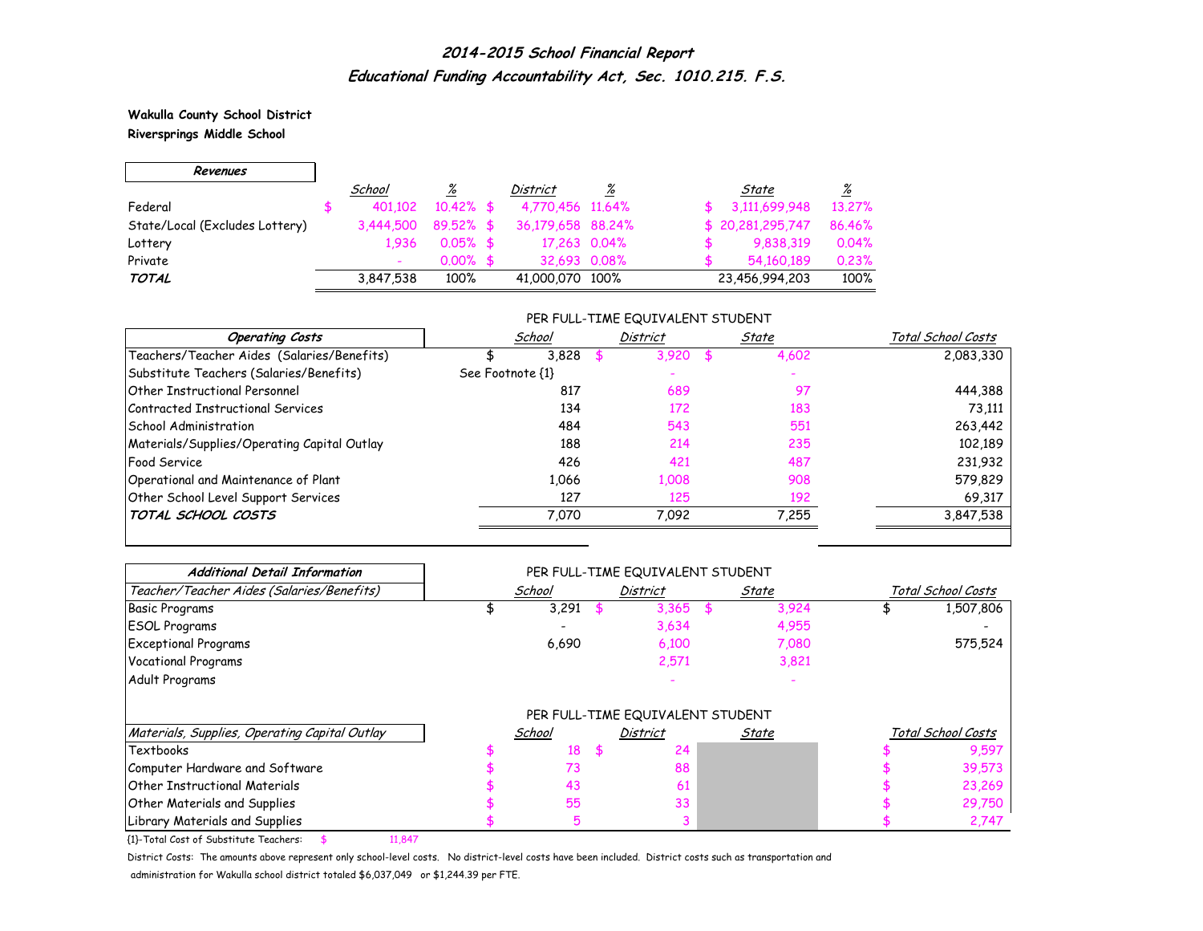# 2014-2015 School Financial Report

## Educational Funding Accountability Act, Sec. 1010.215. F.S.

**Wakulla County School District**
**Riversprings Middle School**

| Revenues | School | % | District | % | State | % |
|---|---|---|---|---|---|---|
| Federal | $ 401,102 | 10.42% | $ 4,770,456 | 11.64% | $ 3,111,699,948 | 13.27% |
| State/Local (Excludes Lottery) | 3,444,500 | 89.52% | $ 36,179,658 | 88.24% | $ 20,281,295,747 | 86.46% |
| Lottery | 1,936 | 0.05% | $ 17,263 | 0.04% | $ 9,838,319 | 0.04% |
| Private | - | 0.00% | $ 32,693 | 0.08% | $ 54,160,189 | 0.23% |
| **TOTAL** | 3,847,538 | 100% | 41,000,070 | 100% | 23,456,994,203 | 100% |

| Operating Costs | School (Per FTE Student) | District (Per FTE Student) | State (Per FTE Student) | Total School Costs |
|---|---|---|---|---|
| Teachers/Teacher Aides (Salaries/Benefits) | $ 3,828 | $ 3,920 | $ 4,602 | 2,083,330 |
| Substitute Teachers (Salaries/Benefits) | See Footnote {1} | - | - | |
| Other Instructional Personnel | 817 | 689 | 97 | 444,388 |
| Contracted Instructional Services | 134 | 172 | 183 | 73,111 |
| School Administration | 484 | 543 | 551 | 263,442 |
| Materials/Supplies/Operating Capital Outlay | 188 | 214 | 235 | 102,189 |
| Food Service | 426 | 421 | 487 | 231,932 |
| Operational and Maintenance of Plant | 1,066 | 1,008 | 908 | 579,829 |
| Other School Level Support Services | 127 | 125 | 192 | 69,317 |
| **TOTAL SCHOOL COSTS** | 7,070 | 7,092 | 7,255 | 3,847,538 |

| Additional Detail Information: Teacher/Teacher Aides (Salaries/Benefits) | School (Per FTE Student) | District (Per FTE Student) | State (Per FTE Student) | Total School Costs |
|---|---|---|---|---|
| Basic Programs | $ 3,291 | $ 3,365 | $ 3,924 | $ 1,507,806 |
| ESOL Programs | - | 3,634 | 4,955 | - |
| Exceptional Programs | 6,690 | 6,100 | 7,080 | 575,524 |
| Vocational Programs | | 2,571 | 3,821 | |
| Adult Programs | | - | - | |

| Materials, Supplies, Operating Capital Outlay | School (Per FTE Student) | District (Per FTE Student) | State (Per FTE Student) | Total School Costs |
|---|---|---|---|---|
| Textbooks | $ 18 | $ 24 | | $ 9,597 |
| Computer Hardware and Software | $ 73 | 88 | | $ 39,573 |
| Other Instructional Materials | $ 43 | 61 | | $ 23,269 |
| Other Materials and Supplies | $ 55 | 33 | | $ 29,750 |
| Library Materials and Supplies | $ 5 | 3 | | $ 2,747 |

{1}-Total Cost of Substitute Teachers: $ 11,847

District Costs: The amounts above represent only school-level costs. No district-level costs have been included. District costs such as transportation and administration for Wakulla school district totaled $6,037,049 or $1,244.39 per FTE.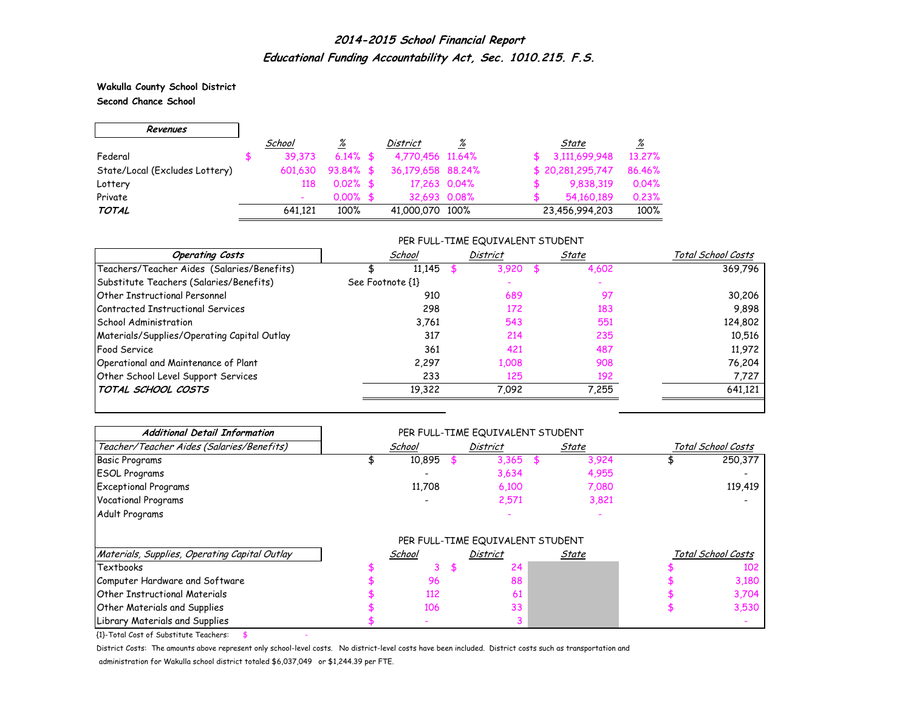## *2014-2015 School Financial Report*
## *Educational Funding Accountability Act, Sec. 1010.215. F.S.*

**Wakulla County School District**
**Second Chance School**

| *Revenues* | *School* | *%* | *District* | *%* | *State* | *%* |
|---|---|---|---|---|---|---|
| Federal | $ 39,373 | 6.14% | $ 4,770,456 | 11.64% | $ 3,111,699,948 | 13.27% |
| State/Local (Excludes Lottery) | 601,630 | 93.84% | $ 36,179,658 | 88.24% | $ 20,281,295,747 | 86.46% |
| Lottery | 118 | 0.02% | $ 17,263 | 0.04% | $ 9,838,319 | 0.04% |
| Private | - | 0.00% | $ 32,693 | 0.08% | $ 54,160,189 | 0.23% |
| ***TOTAL*** | 641,121 | 100% | 41,000,070 | 100% | 23,456,994,203 | 100% |

PER FULL-TIME EQUIVALENT STUDENT

| *Operating Costs* | *School* | *District* | *State* | *Total School Costs* |
|---|---|---|---|---|
| Teachers/Teacher Aides (Salaries/Benefits) | $ 11,145 | $ 3,920 | $ 4,602 | 369,796 |
| Substitute Teachers (Salaries/Benefits) | See Footnote {1} | - | - | |
| Other Instructional Personnel | 910 | 689 | 97 | 30,206 |
| Contracted Instructional Services | 298 | 172 | 183 | 9,898 |
| School Administration | 3,761 | 543 | 551 | 124,802 |
| Materials/Supplies/Operating Capital Outlay | 317 | 214 | 235 | 10,516 |
| Food Service | 361 | 421 | 487 | 11,972 |
| Operational and Maintenance of Plant | 2,297 | 1,008 | 908 | 76,204 |
| Other School Level Support Services | 233 | 125 | 192 | 7,727 |
| ***TOTAL SCHOOL COSTS*** | 19,322 | 7,092 | 7,255 | 641,121 |

PER FULL-TIME EQUIVALENT STUDENT

| *Additional Detail Information* | | | | |
|---|---|---|---|---|
| *Teacher/Teacher Aides (Salaries/Benefits)* | *School* | *District* | *State* | *Total School Costs* |
| Basic Programs | $ 10,895 | $ 3,365 | $ 3,924 | $ 250,377 |
| ESOL Programs | - | 3,634 | 4,955 | - |
| Exceptional Programs | 11,708 | 6,100 | 7,080 | 119,419 |
| Vocational Programs | - | 2,571 | 3,821 | - |
| Adult Programs | | - | - | |

PER FULL-TIME EQUIVALENT STUDENT

| *Materials, Supplies, Operating Capital Outlay* | *School* | *District* | *State* | *Total School Costs* |
|---|---|---|---|---|
| Textbooks | $ 3 | $ 24 | | $ 102 |
| Computer Hardware and Software | $ 96 | 88 | | $ 3,180 |
| Other Instructional Materials | $ 112 | 61 | | $ 3,704 |
| Other Materials and Supplies | $ 106 | 33 | | $ 3,530 |
| Library Materials and Supplies | $ - | 3 | | $ - |

{1}-Total Cost of Substitute Teachers: $ -

District Costs: The amounts above represent only school-level costs. No district-level costs have been included. District costs such as transportation and administration for Wakulla school district totaled $6,037,049 or $1,244.39 per FTE.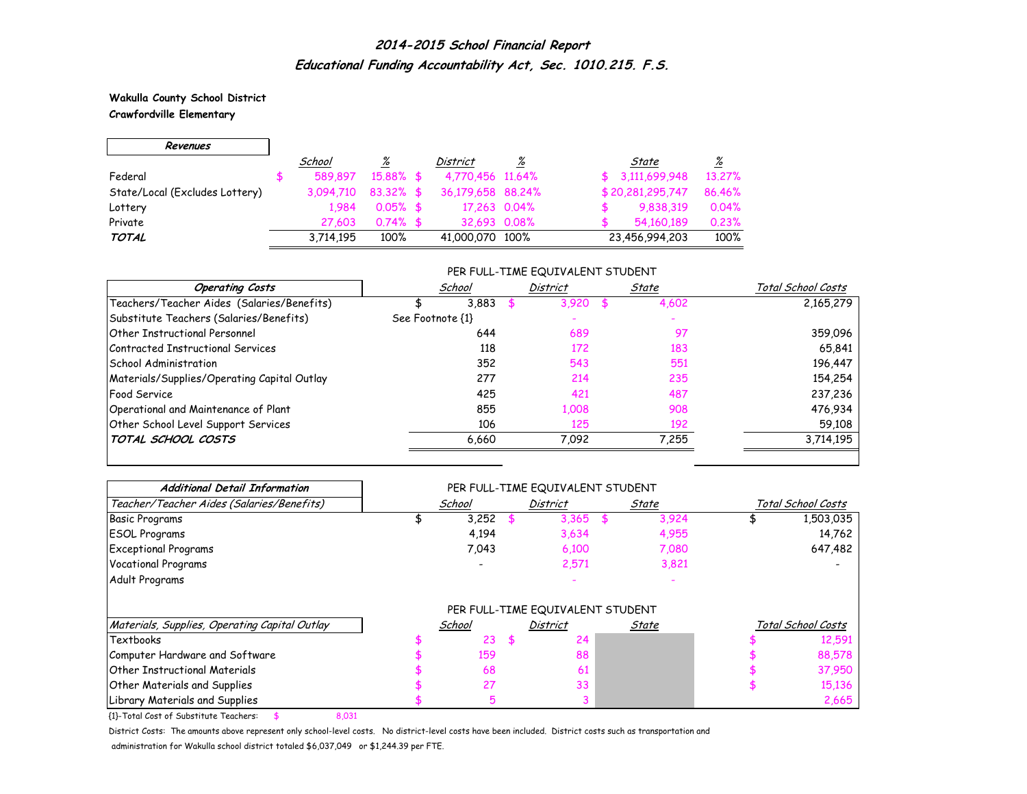# 2014-2015 School Financial Report

## Educational Funding Accountability Act, Sec. 1010.215. F.S.

**Wakulla County School District**
**Crawfordville Elementary**

| *Revenues* | School | % | District | % | State | % |
|---|---|---|---|---|---|---|
| Federal | $ 589,897 | 15.88% | $ 4,770,456 | 11.64% | $ 3,111,699,948 | 13.27% |
| State/Local (Excludes Lottery) | 3,094,710 | 83.32% | $ 36,179,658 | 88.24% | $ 20,281,295,747 | 86.46% |
| Lottery | 1,984 | 0.05% | $ 17,263 | 0.04% | $ 9,838,319 | 0.04% |
| Private | 27,603 | 0.74% | $ 32,693 | 0.08% | $ 54,160,189 | 0.23% |
| ***TOTAL*** | 3,714,195 | 100% | 41,000,070 | 100% | 23,456,994,203 | 100% |

| *Operating Costs* | School (per FTE) | District (per FTE) | State (per FTE) | Total School Costs |
|---|---|---|---|---|
| Teachers/Teacher Aides (Salaries/Benefits) | $ 3,883 | $ 3,920 | $ 4,602 | 2,165,279 |
| Substitute Teachers (Salaries/Benefits) | See Footnote {1} | - | - | |
| Other Instructional Personnel | 644 | 689 | 97 | 359,096 |
| Contracted Instructional Services | 118 | 172 | 183 | 65,841 |
| School Administration | 352 | 543 | 551 | 196,447 |
| Materials/Supplies/Operating Capital Outlay | 277 | 214 | 235 | 154,254 |
| Food Service | 425 | 421 | 487 | 237,236 |
| Operational and Maintenance of Plant | 855 | 1,008 | 908 | 476,934 |
| Other School Level Support Services | 106 | 125 | 192 | 59,108 |
| ***TOTAL SCHOOL COSTS*** | 6,660 | 7,092 | 7,255 | 3,714,195 |

### Additional Detail Information

| *Teacher/Teacher Aides (Salaries/Benefits)* | School (per FTE) | District (per FTE) | State (per FTE) | Total School Costs |
|---|---|---|---|---|
| Basic Programs | $ 3,252 | $ 3,365 | $ 3,924 | $ 1,503,035 |
| ESOL Programs | 4,194 | 3,634 | 4,955 | 14,762 |
| Exceptional Programs | 7,043 | 6,100 | 7,080 | 647,482 |
| Vocational Programs | - | 2,571 | 3,821 | - |
| Adult Programs | | - | - | |

| *Materials, Supplies, Operating Capital Outlay* | School (per FTE) | District (per FTE) | State (per FTE) | Total School Costs |
|---|---|---|---|---|
| Textbooks | $ 23 | $ 24 | | $ 12,591 |
| Computer Hardware and Software | $ 159 | 88 | | $ 88,578 |
| Other Instructional Materials | $ 68 | 61 | | $ 37,950 |
| Other Materials and Supplies | $ 27 | 33 | | $ 15,136 |
| Library Materials and Supplies | $ 5 | 3 | | 2,665 |

{1}-Total Cost of Substitute Teachers: $ 8,031

District Costs: The amounts above represent only school-level costs. No district-level costs have been included. District costs such as transportation and administration for Wakulla school district totaled $6,037,049 or $1,244.39 per FTE.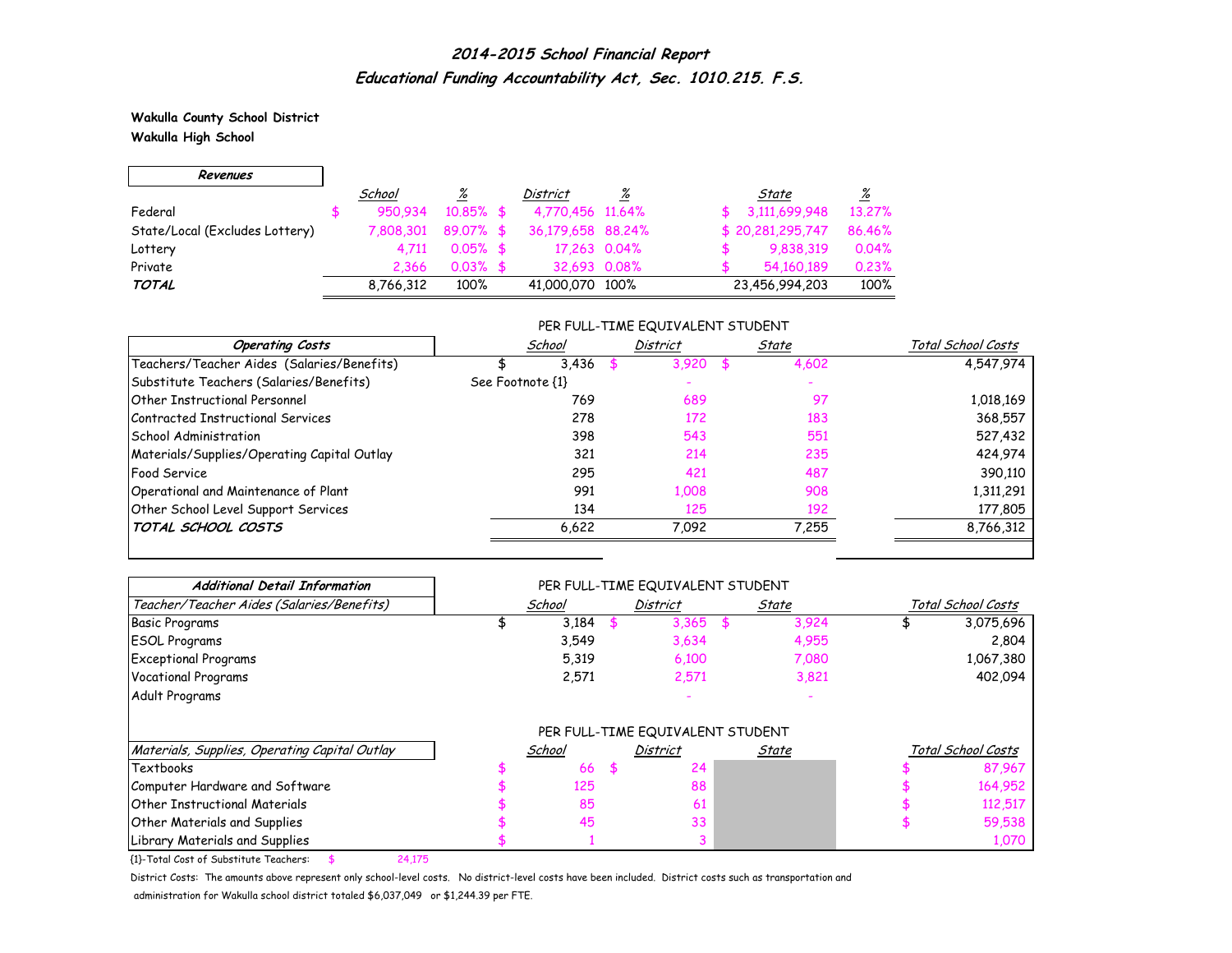# *2014-2015 School Financial Report*
## *Educational Funding Accountability Act, Sec. 1010.215. F.S.*

**Wakulla County School District**
**Wakulla High School**

| ***Revenues*** | *School* | *%* | *District* | *%* | *State* | *%* |
|---|---|---|---|---|---|---|
| Federal | $ 950,934 | 10.85% | $ 4,770,456 | 11.64% | $ 3,111,699,948 | 13.27% |
| State/Local (Excludes Lottery) | 7,808,301 | 89.07% | $ 36,179,658 | 88.24% | $ 20,281,295,747 | 86.46% |
| Lottery | 4,711 | 0.05% | $ 17,263 | 0.04% | $ 9,838,319 | 0.04% |
| Private | 2,366 | 0.03% | $ 32,693 | 0.08% | $ 54,160,189 | 0.23% |
| ***TOTAL*** | 8,766,312 | 100% | 41,000,070 | 100% | 23,456,994,203 | 100% |

| ***Operating Costs*** | PER FULL-TIME EQUIVALENT STUDENT *School* | *District* | *State* | *Total School Costs* |
|---|---|---|---|---|
| Teachers/Teacher Aides (Salaries/Benefits) | $ 3,436 | $ 3,920 | $ 4,602 | 4,547,974 |
| Substitute Teachers (Salaries/Benefits) | See Footnote {1} | - | - | |
| Other Instructional Personnel | 769 | 689 | 97 | 1,018,169 |
| Contracted Instructional Services | 278 | 172 | 183 | 368,557 |
| School Administration | 398 | 543 | 551 | 527,432 |
| Materials/Supplies/Operating Capital Outlay | 321 | 214 | 235 | 424,974 |
| Food Service | 295 | 421 | 487 | 390,110 |
| Operational and Maintenance of Plant | 991 | 1,008 | 908 | 1,311,291 |
| Other School Level Support Services | 134 | 125 | 192 | 177,805 |
| ***TOTAL SCHOOL COSTS*** | 6,622 | 7,092 | 7,255 | 8,766,312 |

| ***Additional Detail Information*** *Teacher/Teacher Aides (Salaries/Benefits)* | PER FULL-TIME EQUIVALENT STUDENT *School* | *District* | *State* | *Total School Costs* |
|---|---|---|---|---|
| Basic Programs | $ 3,184 | $ 3,365 | $ 3,924 | $ 3,075,696 |
| ESOL Programs | 3,549 | 3,634 | 4,955 | 2,804 |
| Exceptional Programs | 5,319 | 6,100 | 7,080 | 1,067,380 |
| Vocational Programs | 2,571 | 2,571 | 3,821 | 402,094 |
| Adult Programs | | - | - | |

| *Materials, Supplies, Operating Capital Outlay* | PER FULL-TIME EQUIVALENT STUDENT *School* | *District* | *State* | *Total School Costs* |
|---|---|---|---|---|
| Textbooks | $ 66 | $ 24 | | $ 87,967 |
| Computer Hardware and Software | $ 125 | 88 | | $ 164,952 |
| Other Instructional Materials | $ 85 | 61 | | $ 112,517 |
| Other Materials and Supplies | $ 45 | 33 | | $ 59,538 |
| Library Materials and Supplies | $ 1 | 3 | | 1,070 |

{1}-Total Cost of Substitute Teachers: $ 24,175

District Costs: The amounts above represent only school-level costs. No district-level costs have been included. District costs such as transportation and administration for Wakulla school district totaled $6,037,049 or $1,244.39 per FTE.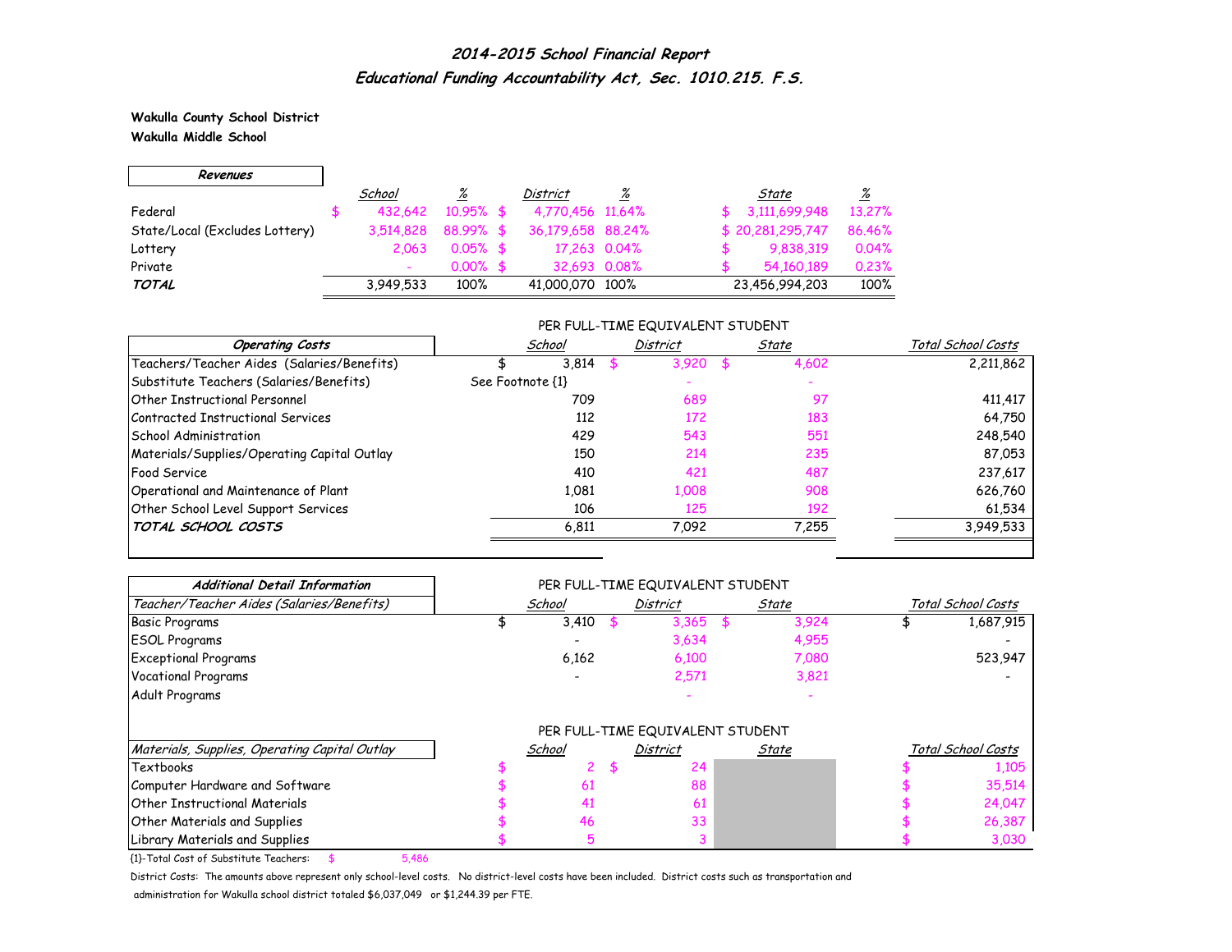## *2014-2015 School Financial Report*
### *Educational Funding Accountability Act, Sec. 1010.215. F.S.*

**Wakulla County School District**
**Wakulla Middle School**

| ***Revenues*** | *School* | *%* | *District* | *%* | *State* | *%* |
|---|---|---|---|---|---|---|
| Federal | $ 432,642 | 10.95% | $ 4,770,456 | 11.64% | $ 3,111,699,948 | 13.27% |
| State/Local (Excludes Lottery) | 3,514,828 | 88.99% | $ 36,179,658 | 88.24% | $ 20,281,295,747 | 86.46% |
| Lottery | 2,063 | 0.05% | $ 17,263 | 0.04% | $ 9,838,319 | 0.04% |
| Private | - | 0.00% | $ 32,693 | 0.08% | $ 54,160,189 | 0.23% |
| ***TOTAL*** | 3,949,533 | 100% | 41,000,070 | 100% | 23,456,994,203 | 100% |

| ***Operating Costs*** | *School* (Per Full-Time Equivalent Student) | *District* (Per Full-Time Equivalent Student) | *State* (Per Full-Time Equivalent Student) | *Total School Costs* |
|---|---|---|---|---|
| Teachers/Teacher Aides (Salaries/Benefits) | $ 3,814 | $ 3,920 | $ 4,602 | 2,211,862 |
| Substitute Teachers (Salaries/Benefits) | See Footnote {1} | - | - | |
| Other Instructional Personnel | 709 | 689 | 97 | 411,417 |
| Contracted Instructional Services | 112 | 172 | 183 | 64,750 |
| School Administration | 429 | 543 | 551 | 248,540 |
| Materials/Supplies/Operating Capital Outlay | 150 | 214 | 235 | 87,053 |
| Food Service | 410 | 421 | 487 | 237,617 |
| Operational and Maintenance of Plant | 1,081 | 1,008 | 908 | 626,760 |
| Other School Level Support Services | 106 | 125 | 192 | 61,534 |
| ***TOTAL SCHOOL COSTS*** | 6,811 | 7,092 | 7,255 | 3,949,533 |

| ***Additional Detail Information*** | | | | |
|---|---|---|---|---|
| *Teacher/Teacher Aides (Salaries/Benefits)* | *School* (Per Full-Time Equivalent Student) | *District* (Per Full-Time Equivalent Student) | *State* (Per Full-Time Equivalent Student) | *Total School Costs* |
| Basic Programs | $ 3,410 | $ 3,365 | $ 3,924 | $ 1,687,915 |
| ESOL Programs | - | 3,634 | 4,955 | - |
| Exceptional Programs | 6,162 | 6,100 | 7,080 | 523,947 |
| Vocational Programs | - | 2,571 | 3,821 | - |
| Adult Programs | | - | - | |

| *Materials, Supplies, Operating Capital Outlay* | *School* (Per Full-Time Equivalent Student) | *District* (Per Full-Time Equivalent Student) | *State* (Per Full-Time Equivalent Student) | *Total School Costs* |
|---|---|---|---|---|
| Textbooks | $ 2 | $ 24 | | $ 1,105 |
| Computer Hardware and Software | $ 61 | 88 | | $ 35,514 |
| Other Instructional Materials | $ 41 | 61 | | $ 24,047 |
| Other Materials and Supplies | $ 46 | 33 | | $ 26,387 |
| Library Materials and Supplies | $ 5 | 3 | | $ 3,030 |

{1}-Total Cost of Substitute Teachers: $ 5,486

District Costs: The amounts above represent only school-level costs. No district-level costs have been included. District costs such as transportation and administration for Wakulla school district totaled $6,037,049 or $1,244.39 per FTE.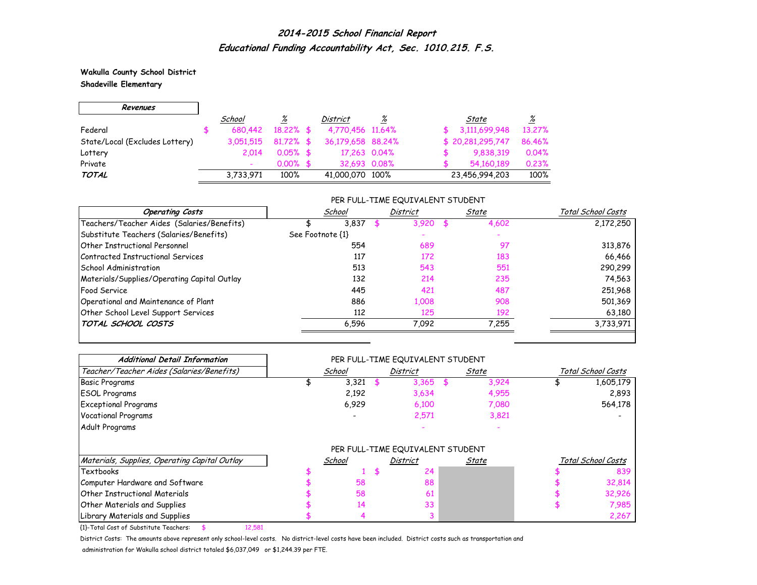# 2014-2015 School Financial Report

## Educational Funding Accountability Act, Sec. 1010.215. F.S.

**Wakulla County School District**
**Shadeville Elementary**

| Revenues | School | % | District | % | State | % |
|---|---|---|---|---|---|---|
| Federal | $ 680,442 | 18.22% | $ 4,770,456 | 11.64% | $ 3,111,699,948 | 13.27% |
| State/Local (Excludes Lottery) | 3,051,515 | 81.72% | $ 36,179,658 | 88.24% | $ 20,281,295,747 | 86.46% |
| Lottery | 2,014 | 0.05% | $ 17,263 | 0.04% | $ 9,838,319 | 0.04% |
| Private | - | 0.00% | $ 32,693 | 0.08% | $ 54,160,189 | 0.23% |
| **TOTAL** | 3,733,971 | 100% | 41,000,070 | 100% | 23,456,994,203 | 100% |

PER FULL-TIME EQUIVALENT STUDENT

| Operating Costs | School | District | State | Total School Costs |
|---|---|---|---|---|
| Teachers/Teacher Aides (Salaries/Benefits) | $ 3,837 | $ 3,920 | $ 4,602 | 2,172,250 |
| Substitute Teachers (Salaries/Benefits) | See Footnote {1} | - | - | |
| Other Instructional Personnel | 554 | 689 | 97 | 313,876 |
| Contracted Instructional Services | 117 | 172 | 183 | 66,466 |
| School Administration | 513 | 543 | 551 | 290,299 |
| Materials/Supplies/Operating Capital Outlay | 132 | 214 | 235 | 74,563 |
| Food Service | 445 | 421 | 487 | 251,968 |
| Operational and Maintenance of Plant | 886 | 1,008 | 908 | 501,369 |
| Other School Level Support Services | 112 | 125 | 192 | 63,180 |
| **TOTAL SCHOOL COSTS** | 6,596 | 7,092 | 7,255 | 3,733,971 |

**Additional Detail Information**

PER FULL-TIME EQUIVALENT STUDENT

| Teacher/Teacher Aides (Salaries/Benefits) | School | District | State | Total School Costs |
|---|---|---|---|---|
| Basic Programs | $ 3,321 | $ 3,365 | $ 3,924 | $ 1,605,179 |
| ESOL Programs | 2,192 | 3,634 | 4,955 | 2,893 |
| Exceptional Programs | 6,929 | 6,100 | 7,080 | 564,178 |
| Vocational Programs | - | 2,571 | 3,821 | - |
| Adult Programs | | - | - | |

PER FULL-TIME EQUIVALENT STUDENT

| Materials, Supplies, Operating Capital Outlay | School | District | State | Total School Costs |
|---|---|---|---|---|
| Textbooks | $ 1 | $ 24 | | $ 839 |
| Computer Hardware and Software | $ 58 | 88 | | $ 32,814 |
| Other Instructional Materials | $ 58 | 61 | | $ 32,926 |
| Other Materials and Supplies | $ 14 | 33 | | $ 7,985 |
| Library Materials and Supplies | $ 4 | 3 | | 2,267 |

{1}-Total Cost of Substitute Teachers: $ 12,581

District Costs: The amounts above represent only school-level costs. No district-level costs have been included. District costs such as transportation and administration for Wakulla school district totaled $6,037,049 or $1,244.39 per FTE.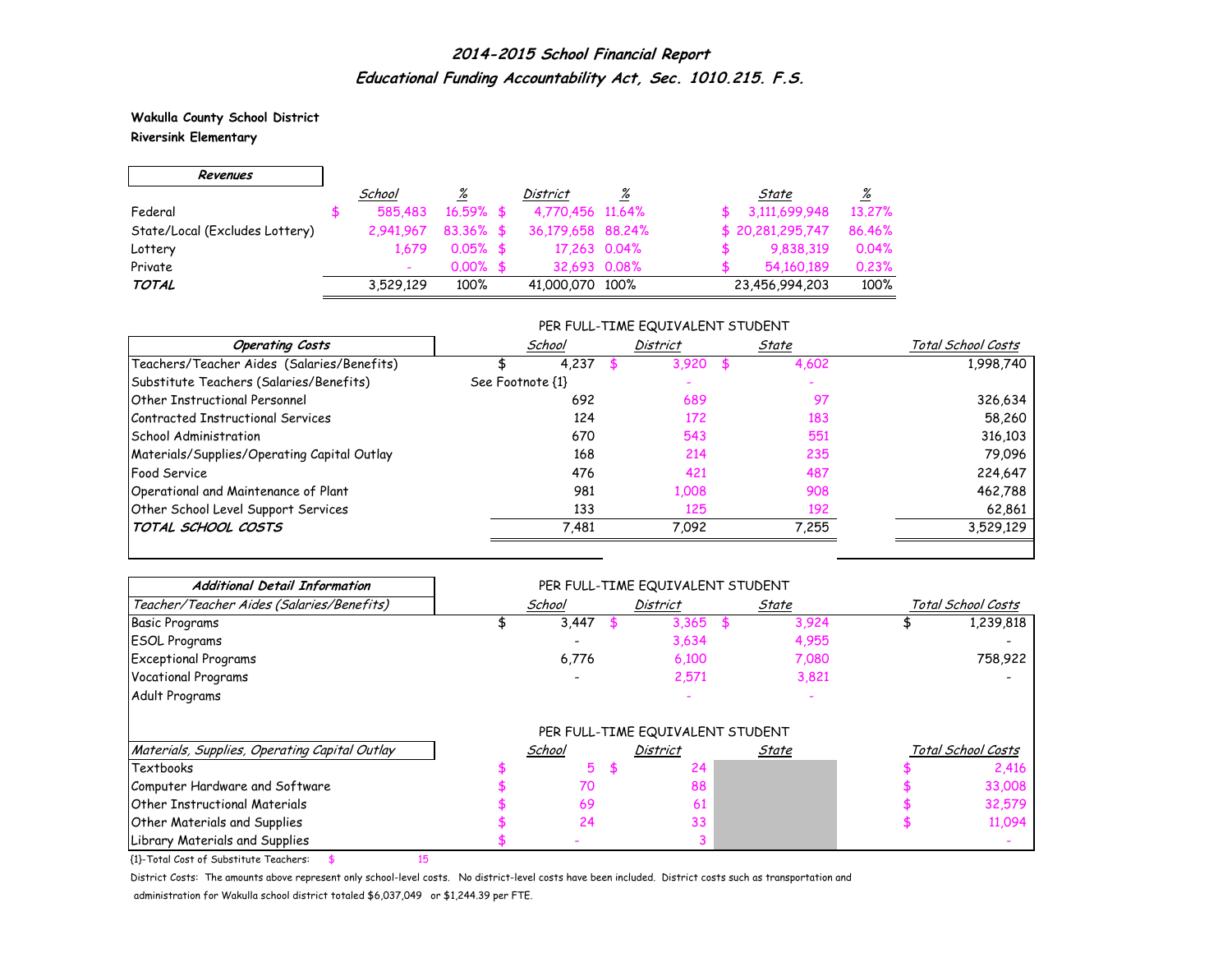## *2014-2015 School Financial Report*
## *Educational Funding Accountability Act, Sec. 1010.215. F.S.*

**Wakulla County School District**
**Riversink Elementary**

| ***Revenues*** | *School* | *%* | *District* | *%* | *State* | *%* |
|---|---|---|---|---|---|---|
| Federal | $ 585,483 | 16.59% | $ 4,770,456 | 11.64% | $ 3,111,699,948 | 13.27% |
| State/Local (Excludes Lottery) | 2,941,967 | 83.36% | $ 36,179,658 | 88.24% | $ 20,281,295,747 | 86.46% |
| Lottery | 1,679 | 0.05% | $ 17,263 | 0.04% | $ 9,838,319 | 0.04% |
| Private | - | 0.00% | $ 32,693 | 0.08% | $ 54,160,189 | 0.23% |
| ***TOTAL*** | 3,529,129 | 100% | 41,000,070 | 100% | 23,456,994,203 | 100% |

| ***Operating Costs*** | PER FULL-TIME EQUIVALENT STUDENT *School* | *District* | *State* | *Total School Costs* |
|---|---|---|---|---|
| Teachers/Teacher Aides (Salaries/Benefits) | $ 4,237 | $ 3,920 | $ 4,602 | 1,998,740 |
| Substitute Teachers (Salaries/Benefits) | See Footnote {1} | - | - | |
| Other Instructional Personnel | 692 | 689 | 97 | 326,634 |
| Contracted Instructional Services | 124 | 172 | 183 | 58,260 |
| School Administration | 670 | 543 | 551 | 316,103 |
| Materials/Supplies/Operating Capital Outlay | 168 | 214 | 235 | 79,096 |
| Food Service | 476 | 421 | 487 | 224,647 |
| Operational and Maintenance of Plant | 981 | 1,008 | 908 | 462,788 |
| Other School Level Support Services | 133 | 125 | 192 | 62,861 |
| ***TOTAL SCHOOL COSTS*** | 7,481 | 7,092 | 7,255 | 3,529,129 |

| ***Additional Detail Information*** | PER FULL-TIME EQUIVALENT STUDENT | | | |
|---|---|---|---|---|
| *Teacher/Teacher Aides (Salaries/Benefits)* | *School* | *District* | *State* | *Total School Costs* |
| Basic Programs | $ 3,447 | $ 3,365 | $ 3,924 | $ 1,239,818 |
| ESOL Programs | - | 3,634 | 4,955 | - |
| Exceptional Programs | 6,776 | 6,100 | 7,080 | 758,922 |
| Vocational Programs | - | 2,571 | 3,821 | - |
| Adult Programs | | - | - | |

| *Materials, Supplies, Operating Capital Outlay* | PER FULL-TIME EQUIVALENT STUDENT *School* | *District* | *State* | *Total School Costs* |
|---|---|---|---|---|
| Textbooks | $ 5 | $ 24 | | $ 2,416 |
| Computer Hardware and Software | $ 70 | 88 | | $ 33,008 |
| Other Instructional Materials | $ 69 | 61 | | $ 32,579 |
| Other Materials and Supplies | $ 24 | 33 | | $ 11,094 |
| Library Materials and Supplies | $ - | 3 | | - |

{1}-Total Cost of Substitute Teachers: $ 15

District Costs: The amounts above represent only school-level costs. No district-level costs have been included. District costs such as transportation and administration for Wakulla school district totaled $6,037,049 or $1,244.39 per FTE.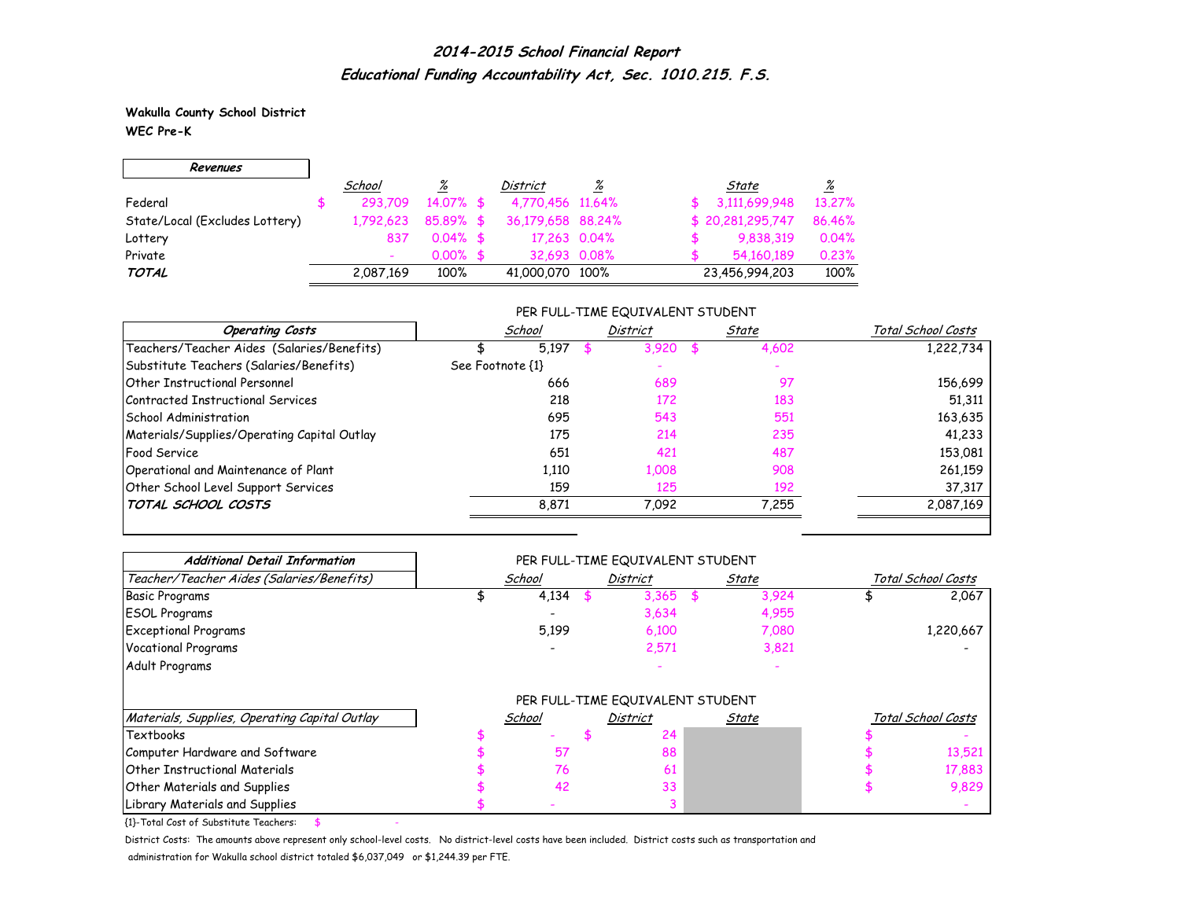# *2014-2015 School Financial Report*
## *Educational Funding Accountability Act, Sec. 1010.215. F.S.*

**Wakulla County School District**
**WEC Pre-K**

| *Revenues* | *School* | *%* | *District* | *%* | *State* | *%* |
|---|---|---|---|---|---|---|
| Federal | $ 293,709 | 14.07% | $ 4,770,456 | 11.64% | $ 3,111,699,948 | 13.27% |
| State/Local (Excludes Lottery) | 1,792,623 | 85.89% | $ 36,179,658 | 88.24% | $ 20,281,295,747 | 86.46% |
| Lottery | 837 | 0.04% | $ 17,263 | 0.04% | $ 9,838,319 | 0.04% |
| Private | - | 0.00% | $ 32,693 | 0.08% | $ 54,160,189 | 0.23% |
| ***TOTAL*** | 2,087,169 | 100% | 41,000,070 | 100% | 23,456,994,203 | 100% |

| *Operating Costs* | PER FULL-TIME EQUIVALENT STUDENT | | | |
|---|---|---|---|---|
| | *School* | *District* | *State* | *Total School Costs* |
| Teachers/Teacher Aides (Salaries/Benefits) | $ 5,197 | $ 3,920 | $ 4,602 | 1,222,734 |
| Substitute Teachers (Salaries/Benefits) | See Footnote {1} | - | - | |
| Other Instructional Personnel | 666 | 689 | 97 | 156,699 |
| Contracted Instructional Services | 218 | 172 | 183 | 51,311 |
| School Administration | 695 | 543 | 551 | 163,635 |
| Materials/Supplies/Operating Capital Outlay | 175 | 214 | 235 | 41,233 |
| Food Service | 651 | 421 | 487 | 153,081 |
| Operational and Maintenance of Plant | 1,110 | 1,008 | 908 | 261,159 |
| Other School Level Support Services | 159 | 125 | 192 | 37,317 |
| ***TOTAL SCHOOL COSTS*** | 8,871 | 7,092 | 7,255 | 2,087,169 |

| *Additional Detail Information* | PER FULL-TIME EQUIVALENT STUDENT | | | |
|---|---|---|---|---|
| *Teacher/Teacher Aides (Salaries/Benefits)* | *School* | *District* | *State* | *Total School Costs* |
| Basic Programs | $ 4,134 | $ 3,365 | $ 3,924 | $ 2,067 |
| ESOL Programs | - | 3,634 | 4,955 | |
| Exceptional Programs | 5,199 | 6,100 | 7,080 | 1,220,667 |
| Vocational Programs | - | 2,571 | 3,821 | - |
| Adult Programs | | - | - | |

| *Materials, Supplies, Operating Capital Outlay* | *School* | *District* | *State* | *Total School Costs* |
|---|---|---|---|---|
| Textbooks | $ - | $ 24 | | $ - |
| Computer Hardware and Software | $ 57 | 88 | | $ 13,521 |
| Other Instructional Materials | $ 76 | 61 | | $ 17,883 |
| Other Materials and Supplies | $ 42 | 33 | | $ 9,829 |
| Library Materials and Supplies | $ - | 3 | | - |

{1}-Total Cost of Substitute Teachers: $ -

District Costs: The amounts above represent only school-level costs. No district-level costs have been included. District costs such as transportation and administration for Wakulla school district totaled $6,037,049 or $1,244.39 per FTE.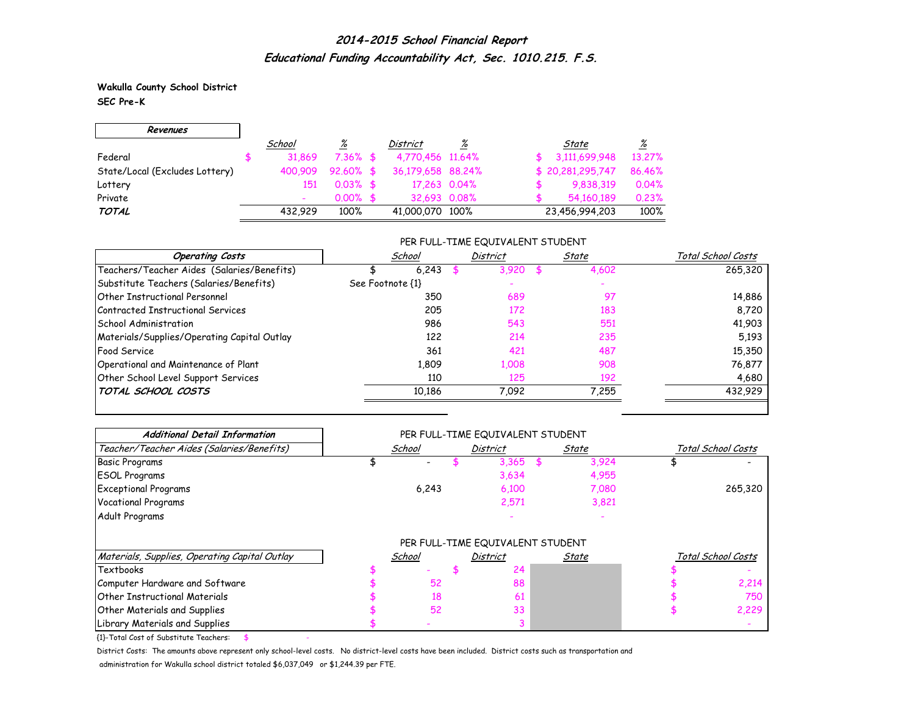# *2014-2015 School Financial Report*

## *Educational Funding Accountability Act, Sec. 1010.215. F.S.*

**Wakulla County School District**
**SEC Pre-K**

| *Revenues* | *School* | *%* | *District* | *%* | *State* | *%* |
|---|---|---|---|---|---|---|
| Federal | $ 31,869 | 7.36% | $ 4,770,456 | 11.64% | $ 3,111,699,948 | 13.27% |
| State/Local (Excludes Lottery) | 400,909 | 92.60% | $ 36,179,658 | 88.24% | $ 20,281,295,747 | 86.46% |
| Lottery | 151 | 0.03% | $ 17,263 | 0.04% | $ 9,838,319 | 0.04% |
| Private | - | 0.00% | $ 32,693 | 0.08% | $ 54,160,189 | 0.23% |
| ***TOTAL*** | 432,929 | 100% | 41,000,070 | 100% | 23,456,994,203 | 100% |

| *Operating Costs* | *School* (Per Full-Time Equivalent Student) | *District* (Per Full-Time Equivalent Student) | *State* (Per Full-Time Equivalent Student) | *Total School Costs* |
|---|---|---|---|---|
| Teachers/Teacher Aides (Salaries/Benefits) | $ 6,243 | $ 3,920 | $ 4,602 | 265,320 |
| Substitute Teachers (Salaries/Benefits) | See Footnote {1} | - | - | |
| Other Instructional Personnel | 350 | 689 | 97 | 14,886 |
| Contracted Instructional Services | 205 | 172 | 183 | 8,720 |
| School Administration | 986 | 543 | 551 | 41,903 |
| Materials/Supplies/Operating Capital Outlay | 122 | 214 | 235 | 5,193 |
| Food Service | 361 | 421 | 487 | 15,350 |
| Operational and Maintenance of Plant | 1,809 | 1,008 | 908 | 76,877 |
| Other School Level Support Services | 110 | 125 | 192 | 4,680 |
| ***TOTAL SCHOOL COSTS*** | 10,186 | 7,092 | 7,255 | 432,929 |

| *Additional Detail Information* — *Teacher/Teacher Aides (Salaries/Benefits)* | *School* (Per Full-Time Equivalent Student) | *District* (Per Full-Time Equivalent Student) | *State* (Per Full-Time Equivalent Student) | *Total School Costs* |
|---|---|---|---|---|
| Basic Programs | $ - | $ 3,365 | $ 3,924 | $ - |
| ESOL Programs | | 3,634 | 4,955 | |
| Exceptional Programs | 6,243 | 6,100 | 7,080 | 265,320 |
| Vocational Programs | | 2,571 | 3,821 | |
| Adult Programs | | - | - | |

| *Materials, Supplies, Operating Capital Outlay* | *School* (Per Full-Time Equivalent Student) | *District* (Per Full-Time Equivalent Student) | *State* (Per Full-Time Equivalent Student) | *Total School Costs* |
|---|---|---|---|---|
| Textbooks | $ - | $ 24 | | $ - |
| Computer Hardware and Software | $ 52 | 88 | | $ 2,214 |
| Other Instructional Materials | $ 18 | 61 | | $ 750 |
| Other Materials and Supplies | $ 52 | 33 | | $ 2,229 |
| Library Materials and Supplies | $ - | 3 | | - |

{1}-Total Cost of Substitute Teachers: $ -

District Costs: The amounts above represent only school-level costs. No district-level costs have been included. District costs such as transportation and administration for Wakulla school district totaled $6,037,049 or $1,244.39 per FTE.